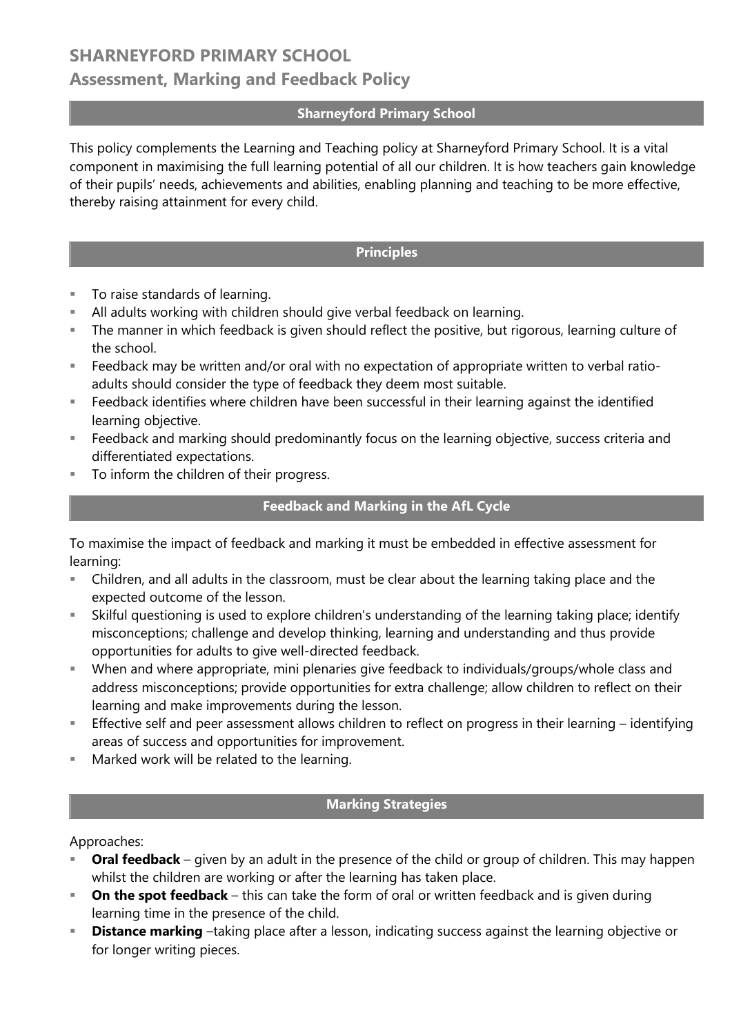# SHARNEYFORD PRIMARY SCHOOL

## Assessment, Marking and Feedback Policy

### Sharneyford Primary School

This policy complements the Learning and Teaching policy at Sharneyford Primary School. It is a vital component in maximising the full learning potential of all our children. It is how teachers gain knowledge of their pupils' needs, achievements and abilities, enabling planning and teaching to be more effective, thereby raising attainment for every child.

### Principles

- To raise standards of learning.
- All adults working with children should give verbal feedback on learning.
- The manner in which feedback is given should reflect the positive, but rigorous, learning culture of the school.
- Feedback may be written and/or oral with no expectation of appropriate written to verbal ratio- adults should consider the type of feedback they deem most suitable.
- Feedback identifies where children have been successful in their learning against the identified learning objective.
- Feedback and marking should predominantly focus on the learning objective, success criteria and differentiated expectations.
- To inform the children of their progress.

### Feedback and Marking in the AfL Cycle

To maximise the impact of feedback and marking it must be embedded in effective assessment for learning:

- Children, and all adults in the classroom, must be clear about the learning taking place and the expected outcome of the lesson.
- Skilful questioning is used to explore children's understanding of the learning taking place; identify misconceptions; challenge and develop thinking, learning and understanding and thus provide opportunities for adults to give well-directed feedback.
- When and where appropriate, mini plenaries give feedback to individuals/groups/whole class and address misconceptions; provide opportunities for extra challenge; allow children to reflect on their learning and make improvements during the lesson.
- Effective self and peer assessment allows children to reflect on progress in their learning – identifying areas of success and opportunities for improvement.
- Marked work will be related to the learning.

### Marking Strategies

Approaches:

- **Oral feedback** – given by an adult in the presence of the child or group of children. This may happen whilst the children are working or after the learning has taken place.
- **On the spot feedback** – this can take the form of oral or written feedback and is given during learning time in the presence of the child.
- **Distance marking** –taking place after a lesson, indicating success against the learning objective or for longer writing pieces.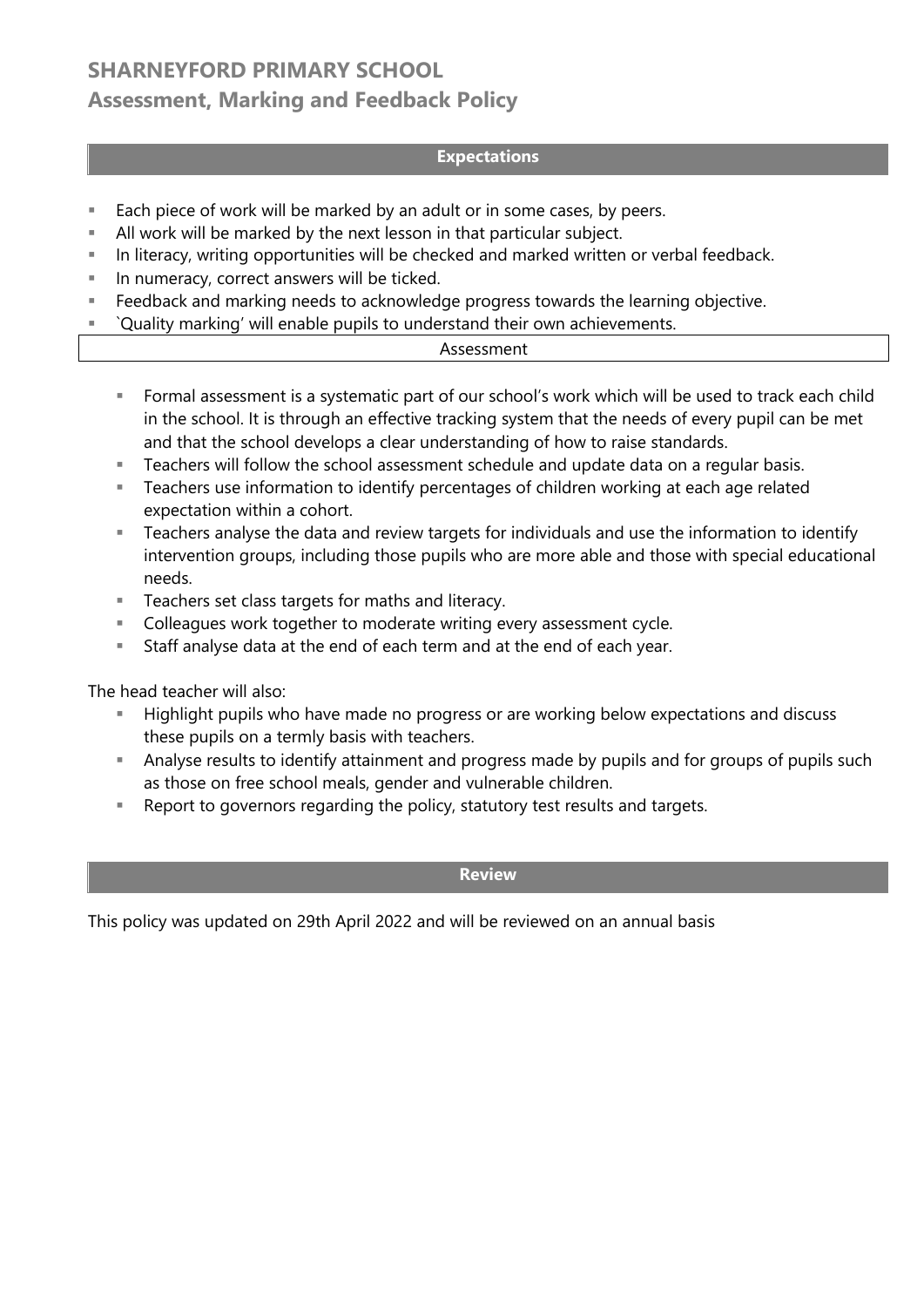# SHARNEYFORD PRIMARY SCHOOL
## Assessment, Marking and Feedback Policy

### Expectations

- Each piece of work will be marked by an adult or in some cases, by peers.
- All work will be marked by the next lesson in that particular subject.
- In literacy, writing opportunities will be checked and marked written or verbal feedback.
- In numeracy, correct answers will be ticked.
- Feedback and marking needs to acknowledge progress towards the learning objective.
- `Quality marking' will enable pupils to understand their own achievements.

### Assessment

- Formal assessment is a systematic part of our school's work which will be used to track each child in the school. It is through an effective tracking system that the needs of every pupil can be met and that the school develops a clear understanding of how to raise standards.
- Teachers will follow the school assessment schedule and update data on a regular basis.
- Teachers use information to identify percentages of children working at each age related expectation within a cohort.
- Teachers analyse the data and review targets for individuals and use the information to identify intervention groups, including those pupils who are more able and those with special educational needs.
- Teachers set class targets for maths and literacy.
- Colleagues work together to moderate writing every assessment cycle.
- Staff analyse data at the end of each term and at the end of each year.

The head teacher will also:

- Highlight pupils who have made no progress or are working below expectations and discuss these pupils on a termly basis with teachers.
- Analyse results to identify attainment and progress made by pupils and for groups of pupils such as those on free school meals, gender and vulnerable children.
- Report to governors regarding the policy, statutory test results and targets.

### Review

This policy was updated on 29th April 2022 and will be reviewed on an annual basis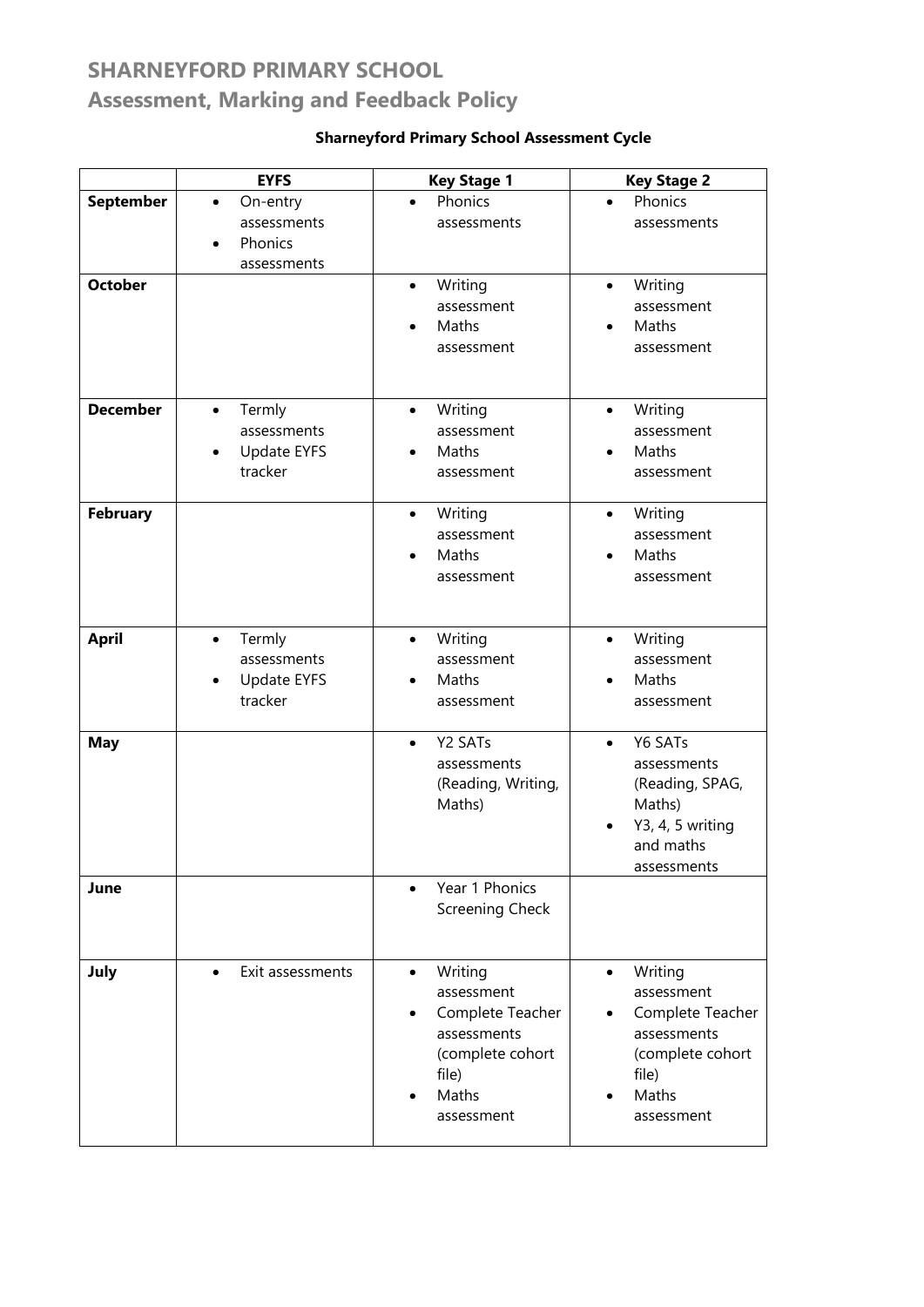# SHARNEYFORD PRIMARY SCHOOL
## Assessment, Marking and Feedback Policy

**Sharneyford Primary School Assessment Cycle**

| | EYFS | Key Stage 1 | Key Stage 2 |
|---|---|---|---|
| **September** | • On-entry assessments<br>• Phonics assessments | • Phonics assessments | • Phonics assessments |
| **October** | | • Writing assessment<br>• Maths assessment | • Writing assessment<br>• Maths assessment |
| **December** | • Termly assessments<br>• Update EYFS tracker | • Writing assessment<br>• Maths assessment | • Writing assessment<br>• Maths assessment |
| **February** | | • Writing assessment<br>• Maths assessment | • Writing assessment<br>• Maths assessment |
| **April** | • Termly assessments<br>• Update EYFS tracker | • Writing assessment<br>• Maths assessment | • Writing assessment<br>• Maths assessment |
| **May** | | • Y2 SATs assessments (Reading, Writing, Maths) | • Y6 SATs assessments (Reading, SPAG, Maths)<br>• Y3, 4, 5 writing and maths assessments |
| **June** | | • Year 1 Phonics Screening Check | |
| **July** | • Exit assessments | • Writing assessment<br>• Complete Teacher assessments (complete cohort file)<br>• Maths assessment | • Writing assessment<br>• Complete Teacher assessments (complete cohort file)<br>• Maths assessment |